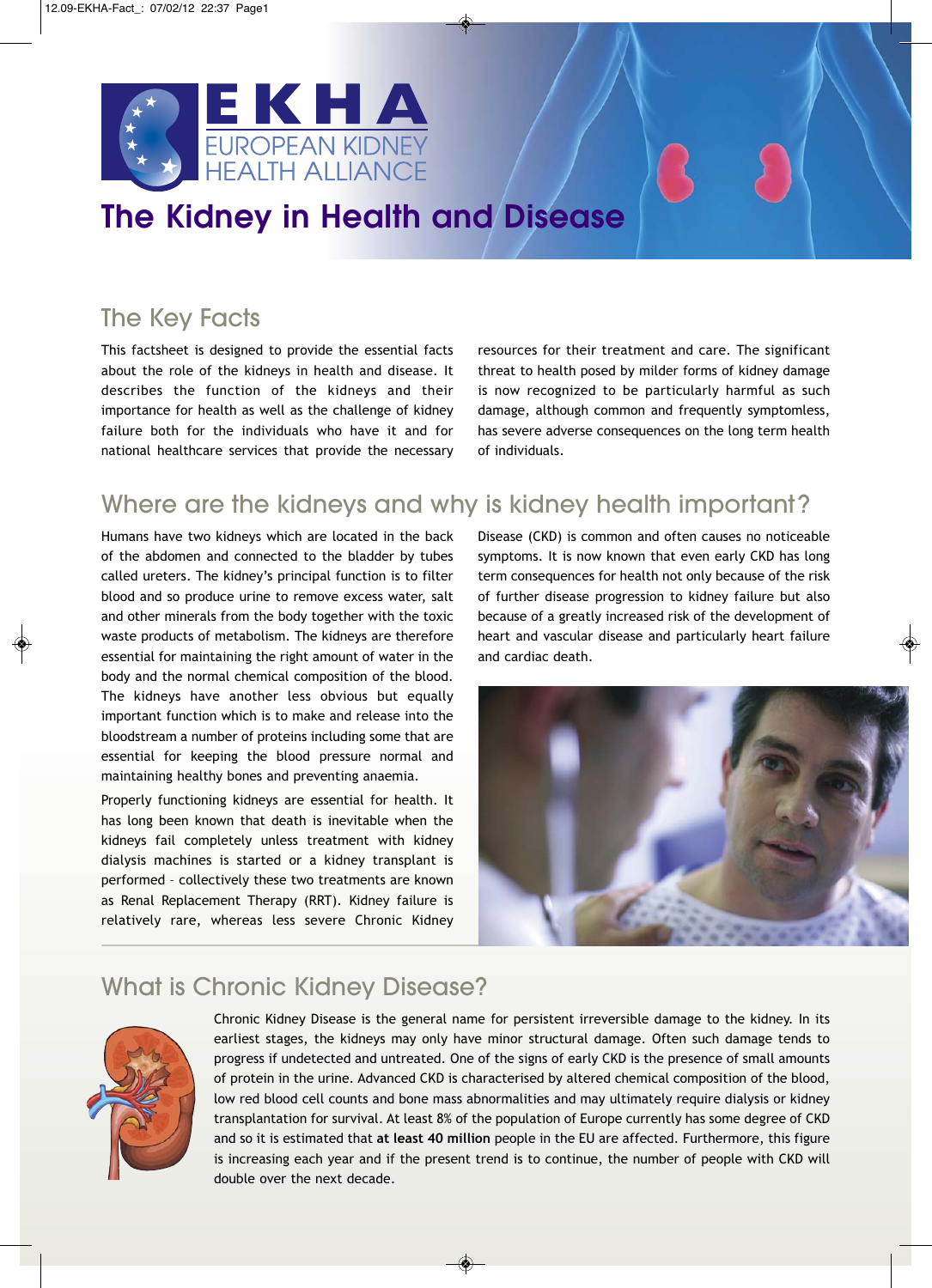# EKHA

EUROPEAN KIDNEY HEALTH ALLIANCE

# The Kidney in Health and Disease

## The Key Facts

This factsheet is designed to provide the essential facts about the role of the kidneys in health and disease. It describes the function of the kidneys and their importance for health as well as the challenge of kidney failure both for the individuals who have it and for national healthcare services that provide the necessary resources for their treatment and care. The significant threat to health posed by milder forms of kidney damage is now recognized to be particularly harmful as such damage, although common and frequently symptomless, has severe adverse consequences on the long term health of individuals.

## Where are the kidneys and why is kidney health important?

Humans have two kidneys which are located in the back of the abdomen and connected to the bladder by tubes called ureters. The kidney's principal function is to filter blood and so produce urine to remove excess water, salt and other minerals from the body together with the toxic waste products of metabolism. The kidneys are therefore essential for maintaining the right amount of water in the body and the normal chemical composition of the blood. The kidneys have another less obvious but equally important function which is to make and release into the bloodstream a number of proteins including some that are essential for keeping the blood pressure normal and maintaining healthy bones and preventing anaemia.

Properly functioning kidneys are essential for health. It has long been known that death is inevitable when the kidneys fail completely unless treatment with kidney dialysis machines is started or a kidney transplant is performed – collectively these two treatments are known as Renal Replacement Therapy (RRT). Kidney failure is relatively rare, whereas less severe Chronic Kidney Disease (CKD) is common and often causes no noticeable symptoms. It is now known that even early CKD has long term consequences for health not only because of the risk of further disease progression to kidney failure but also because of a greatly increased risk of the development of heart and vascular disease and particularly heart failure and cardiac death.

## What is Chronic Kidney Disease?

Chronic Kidney Disease is the general name for persistent irreversible damage to the kidney. In its earliest stages, the kidneys may only have minor structural damage. Often such damage tends to progress if undetected and untreated. One of the signs of early CKD is the presence of small amounts of protein in the urine. Advanced CKD is characterised by altered chemical composition of the blood, low red blood cell counts and bone mass abnormalities and may ultimately require dialysis or kidney transplantation for survival. At least 8% of the population of Europe currently has some degree of CKD and so it is estimated that **at least 40 million** people in the EU are affected. Furthermore, this figure is increasing each year and if the present trend is to continue, the number of people with CKD will double over the next decade.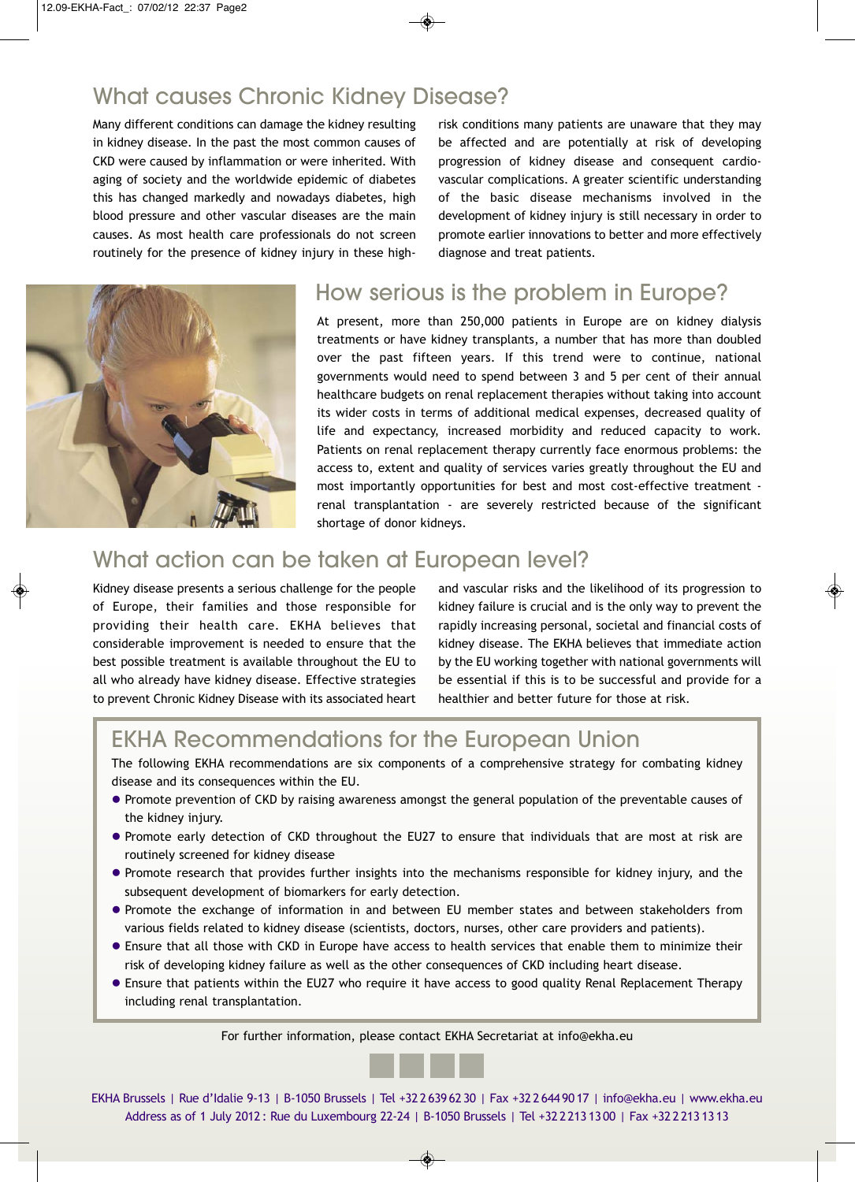## What causes Chronic Kidney Disease?

Many different conditions can damage the kidney resulting in kidney disease. In the past the most common causes of CKD were caused by inflammation or were inherited. With aging of society and the worldwide epidemic of diabetes this has changed markedly and nowadays diabetes, high blood pressure and other vascular diseases are the main causes. As most health care professionals do not screen routinely for the presence of kidney injury in these high-risk conditions many patients are unaware that they may be affected and are potentially at risk of developing progression of kidney disease and consequent cardio-vascular complications. A greater scientific understanding of the basic disease mechanisms involved in the development of kidney injury is still necessary in order to promote earlier innovations to better and more effectively diagnose and treat patients.

## How serious is the problem in Europe?

At present, more than 250,000 patients in Europe are on kidney dialysis treatments or have kidney transplants, a number that has more than doubled over the past fifteen years. If this trend were to continue, national governments would need to spend between 3 and 5 per cent of their annual healthcare budgets on renal replacement therapies without taking into account its wider costs in terms of additional medical expenses, decreased quality of life and expectancy, increased morbidity and reduced capacity to work. Patients on renal replacement therapy currently face enormous problems: the access to, extent and quality of services varies greatly throughout the EU and most importantly opportunities for best and most cost-effective treatment - renal transplantation - are severely restricted because of the significant shortage of donor kidneys.

## What action can be taken at European level?

Kidney disease presents a serious challenge for the people of Europe, their families and those responsible for providing their health care. EKHA believes that considerable improvement is needed to ensure that the best possible treatment is available throughout the EU to all who already have kidney disease. Effective strategies to prevent Chronic Kidney Disease with its associated heart and vascular risks and the likelihood of its progression to kidney failure is crucial and is the only way to prevent the rapidly increasing personal, societal and financial costs of kidney disease. The EKHA believes that immediate action by the EU working together with national governments will be essential if this is to be successful and provide for a healthier and better future for those at risk.

## EKHA Recommendations for the European Union

The following EKHA recommendations are six components of a comprehensive strategy for combating kidney disease and its consequences within the EU.

- Promote prevention of CKD by raising awareness amongst the general population of the preventable causes of the kidney injury.
- Promote early detection of CKD throughout the EU27 to ensure that individuals that are most at risk are routinely screened for kidney disease
- Promote research that provides further insights into the mechanisms responsible for kidney injury, and the subsequent development of biomarkers for early detection.
- Promote the exchange of information in and between EU member states and between stakeholders from various fields related to kidney disease (scientists, doctors, nurses, other care providers and patients).
- Ensure that all those with CKD in Europe have access to health services that enable them to minimize their risk of developing kidney failure as well as the other consequences of CKD including heart disease.
- Ensure that patients within the EU27 who require it have access to good quality Renal Replacement Therapy including renal transplantation.

For further information, please contact EKHA Secretariat at info@ekha.eu

EKHA Brussels | Rue d'Idalie 9-13 | B-1050 Brussels | Tel +32 2 639 62 30 | Fax +32 2 644 90 17 | info@ekha.eu | www.ekha.eu
Address as of 1 July 2012 : Rue du Luxembourg 22-24 | B-1050 Brussels | Tel +32 2 213 13 00 | Fax +32 2 213 13 13